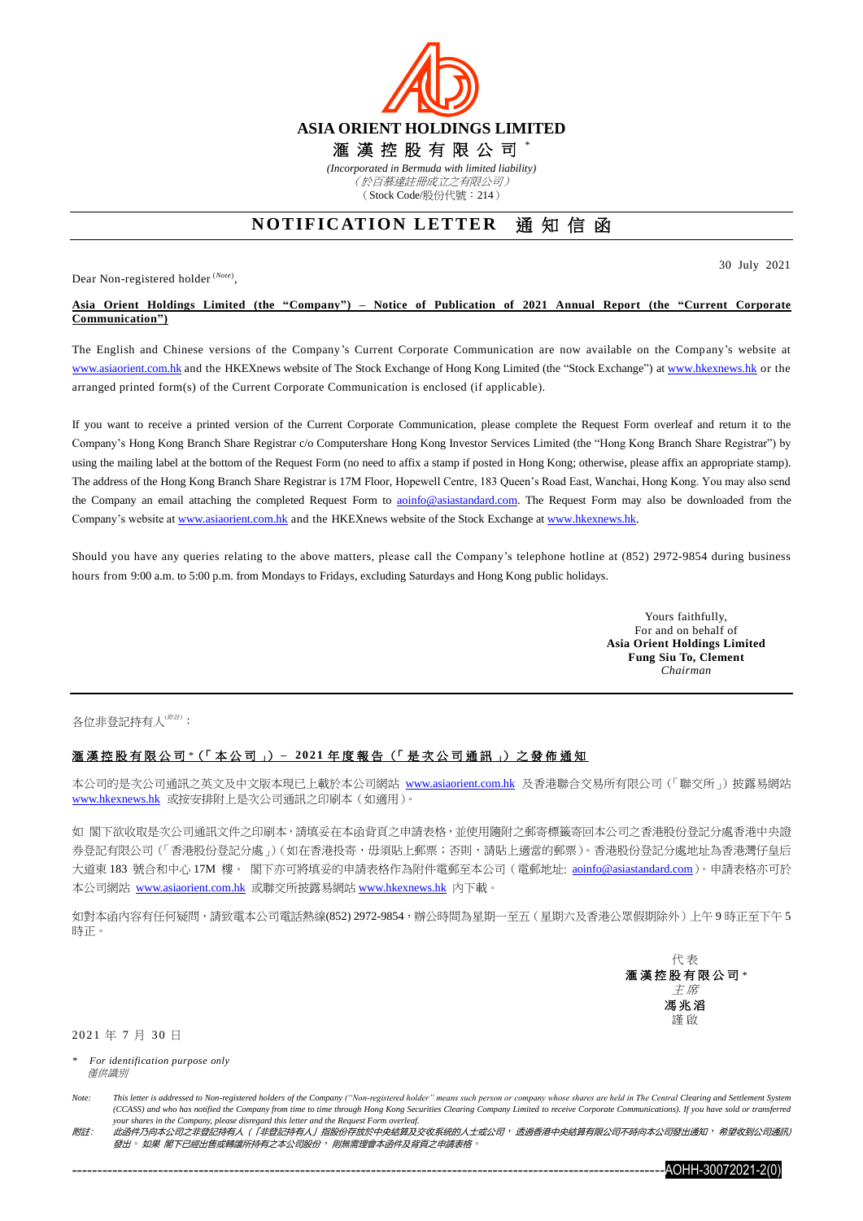# ASIA ORIENT HOLDINGS LIMITED

# 滙漢控股有限公司 *

*(Incorporated in Bermuda with limited liability)*
*（於百慕達註冊成立之有限公司）*
（Stock Code/股份代號：214）

## NOTIFICATION LETTER 通知信函

30 July 2021

Dear Non-registered holder (Note),

**Asia Orient Holdings Limited (the "Company") – Notice of Publication of 2021 Annual Report (the "Current Corporate Communication")**

The English and Chinese versions of the Company's Current Corporate Communication are now available on the Company's website at www.asiaorient.com.hk and the HKEXnews website of The Stock Exchange of Hong Kong Limited (the "Stock Exchange") at www.hkexnews.hk or the arranged printed form(s) of the Current Corporate Communication is enclosed (if applicable).

If you want to receive a printed version of the Current Corporate Communication, please complete the Request Form overleaf and return it to the Company's Hong Kong Branch Share Registrar c/o Computershare Hong Kong Investor Services Limited (the "Hong Kong Branch Share Registrar") by using the mailing label at the bottom of the Request Form (no need to affix a stamp if posted in Hong Kong; otherwise, please affix an appropriate stamp). The address of the Hong Kong Branch Share Registrar is 17M Floor, Hopewell Centre, 183 Queen's Road East, Wanchai, Hong Kong. You may also send the Company an email attaching the completed Request Form to aoinfo@asiastandard.com. The Request Form may also be downloaded from the Company's website at www.asiaorient.com.hk and the HKEXnews website of the Stock Exchange at www.hkexnews.hk.

Should you have any queries relating to the above matters, please call the Company's telephone hotline at (852) 2972-9854 during business hours from 9:00 a.m. to 5:00 p.m. from Mondays to Fridays, excluding Saturdays and Hong Kong public holidays.

Yours faithfully,
For and on behalf of
**Asia Orient Holdings Limited**
**Fung Siu To, Clement**
*Chairman*

---

各位非登記持有人(附註)：

**滙漢控股有限公司*（「本公司」）– 2021年度報告（「是次公司通訊」）之發佈通知**

本公司的是次公司通訊之英文及中文版本現已上載於本公司網站 www.asiaorient.com.hk 及香港聯合交易所有限公司（「聯交所」）披露易網站 www.hkexnews.hk 或按安排附上是次公司通訊之印刷本（如適用）。

如 閣下欲收取是次公司通訊文件之印刷本，請填妥在本函背頁之申請表格，並使用隨附之郵寄標籤寄回本公司之香港股份登記分處香港中央證券登記有限公司（「香港股份登記分處」）（如在香港投寄，毋須貼上郵票；否則，請貼上適當的郵票）。香港股份登記分處地址為香港灣仔皇后大道東 183 號合和中心 17M 樓。 閣下亦可將填妥的申請表格作為附件電郵至本公司（電郵地址: aoinfo@asiastandard.com）。申請表格亦可於本公司網站 www.asiaorient.com.hk 或聯交所披露易網站 www.hkexnews.hk 內下載。

如對本函內容有任何疑問，請致電本公司電話熱線(852) 2972-9854，辦公時間為星期一至五（星期六及香港公眾假期除外）上午 9 時正至下午 5 時正。

代表
**滙漢控股有限公司***
*主席*
**馮兆滔**
謹啟

2021 年 7 月 30 日

\* *For identification purpose only*
*僅供識別*

*Note: This letter is addressed to Non-registered holders of the Company ("Non-registered holder" means such person or company whose shares are held in The Central Clearing and Settlement System (CCASS) and who has notified the Company from time to time through Hong Kong Securities Clearing Company Limited to receive Corporate Communications). If you have sold or transferred your shares in the Company, please disregard this letter and the Request Form overleaf.*

*附註： 此函件乃向本公司之非登記持有人（「非登記持有人」指股份存放於中央結算及交收系統的人士或公司，透過香港中央結算有限公司不時向本公司發出通知，希望收到公司通訊）發出。如果 閣下已經出售或轉讓所持有之本公司股份，則無需理會本函件及背頁之申請表格。*

AOHH-30072021-2(0)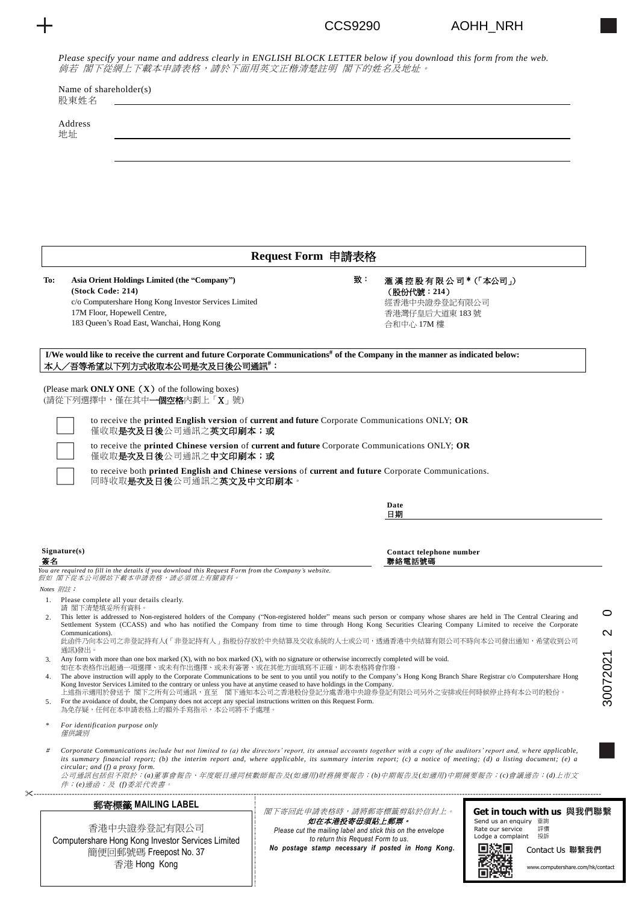CCS9290 AOHH_NRH

*Please specify your name and address clearly in ENGLISH BLOCK LETTER below if you download this form from the web.*
*倘若 閣下從網上下載本申請表格，請於下面用英文正楷清楚註明 閣下的姓名及地址。*

Name of shareholder(s)
股東姓名 ______________________________

Address
地址 ______________________________

______________________________

## Request Form 申請表格

**To: Asia Orient Holdings Limited (the "Company")**
**(Stock Code: 214)**
c/o Computershare Hong Kong Investor Services Limited
17M Floor, Hopewell Centre,
183 Queen's Road East, Wanchai, Hong Kong

**致： 滙漢控股有限公司*（「本公司」）**
**（股份代號：214）**
經香港中央證券登記有限公司
香港灣仔皇后大道東 183 號
合和中心 17M 樓

**I/We would like to receive the current and future Corporate Communications# of the Company in the manner as indicated below:**
**本人／吾等希望以下列方式收取本公司是次及日後公司通訊#：**

(Please mark **ONLY ONE**（**X**）of the following boxes)
(請從下列選擇中，僅在其中**一個空格**內劃上「**X**」號)

☐ to receive the **printed English version** of **current and future** Corporate Communications ONLY; **OR**
僅收取**是次及日後**公司通訊之**英文印刷本；或**

☐ to receive the **printed Chinese version** of **current and future** Corporate Communications ONLY; **OR**
僅收取**是次及日後**公司通訊之**中文印刷本；或**

☐ to receive both **printed English and Chinese versions** of **current and future** Corporate Communications.
同時收取**是次及日後**公司通訊之**英文及中文印刷本**。

**Date**
**日期** ______________________________

**Signature(s)**
**簽名** ______________________________

**Contact telephone number**
**聯絡電話號碼** ______________________________

*You are required to fill in the details if you download this Request Form from the Company's website.*
*假如 閣下從本公司網站下載本申請表格，請必須填上有關資料。*

*Notes 附註：*

1. Please complete all your details clearly.
請 閣下清楚填妥所有資料。
2. This letter is addressed to Non-registered holders of the Company ("Non-registered holder" means such person or company whose shares are held in The Central Clearing and Settlement System (CCASS) and who has notified the Company from time to time through Hong Kong Securities Clearing Company Limited to receive the Corporate Communications).
此函件乃向本公司之非登記持有人(「非登記持有人」指股份存放於中央結算及交收系統的人士或公司，透過香港中央結算有限公司不時向本公司發出通知，希望收到公司通訊)發出。
3. Any form with more than one box marked (X), with no box marked (X), with no signature or otherwise incorrectly completed will be void.
如在本表格作出超過一項選擇、或未有作出選擇、或未有簽署、或在其他方面填寫不正確，則本表格將會作廢。
4. The above instruction will apply to the Corporate Communications to be sent to you until you notify to the Company's Hong Kong Branch Share Registrar c/o Computershare Hong Kong Investor Services Limited to the contrary or unless you have at anytime ceased to have holdings in the Company.
上述指示適用於發送予 閣下之所有公司通訊，直至 閣下通知本公司之香港股份登記分處香港中央證券登記有限公司另外之安排或任何時候停止持有本公司的股份。
5. For the avoidance of doubt, the Company does not accept any special instructions written on this Request Form.
為免存疑，任何在本申請表格上的額外手寫指示，本公司將不予處理。

\* *For identification purpose only*
*僅供識別*

\# *Corporate Communications include but not limited to (a) the directors' report, its annual accounts together with a copy of the auditors' report and, where applicable, its summary financial report; (b) the interim report and, where applicable, its summary interim report; (c) a notice of meeting; (d) a listing document; (e) a circular; and (f) a proxy form.*
*公司通訊包括但不限於：(a)董事會報告、年度賬目連同核數師報告及(如適用)財務摘要報告；(b)中期報告及(如適用)中期摘要報告；(c)會議通告；(d)上市文件；(e)通函；及 (f)委派代表書。*

30072021 2 0

---

**郵寄標籤 MAILING LABEL**

香港中央證券登記有限公司
Computershare Hong Kong Investor Services Limited
簡便回郵號碼 Freepost No. 37
香港 Hong Kong

*閣下寄回此申請表格時，請將郵寄標籤剪貼於信封上。*
***如在本港投寄毋須貼上郵票。***
*Please cut the mailing label and stick this on the envelope to return this Request Form to us.*
***No postage stamp necessary if posted in Hong Kong.***

**Get in touch with us 與我們聯繫**
Send us an enquiry 查詢
Rate our service 評價
Lodge a complaint 投訴
Contact Us 聯繫我們
www.computershare.com/hk/contact